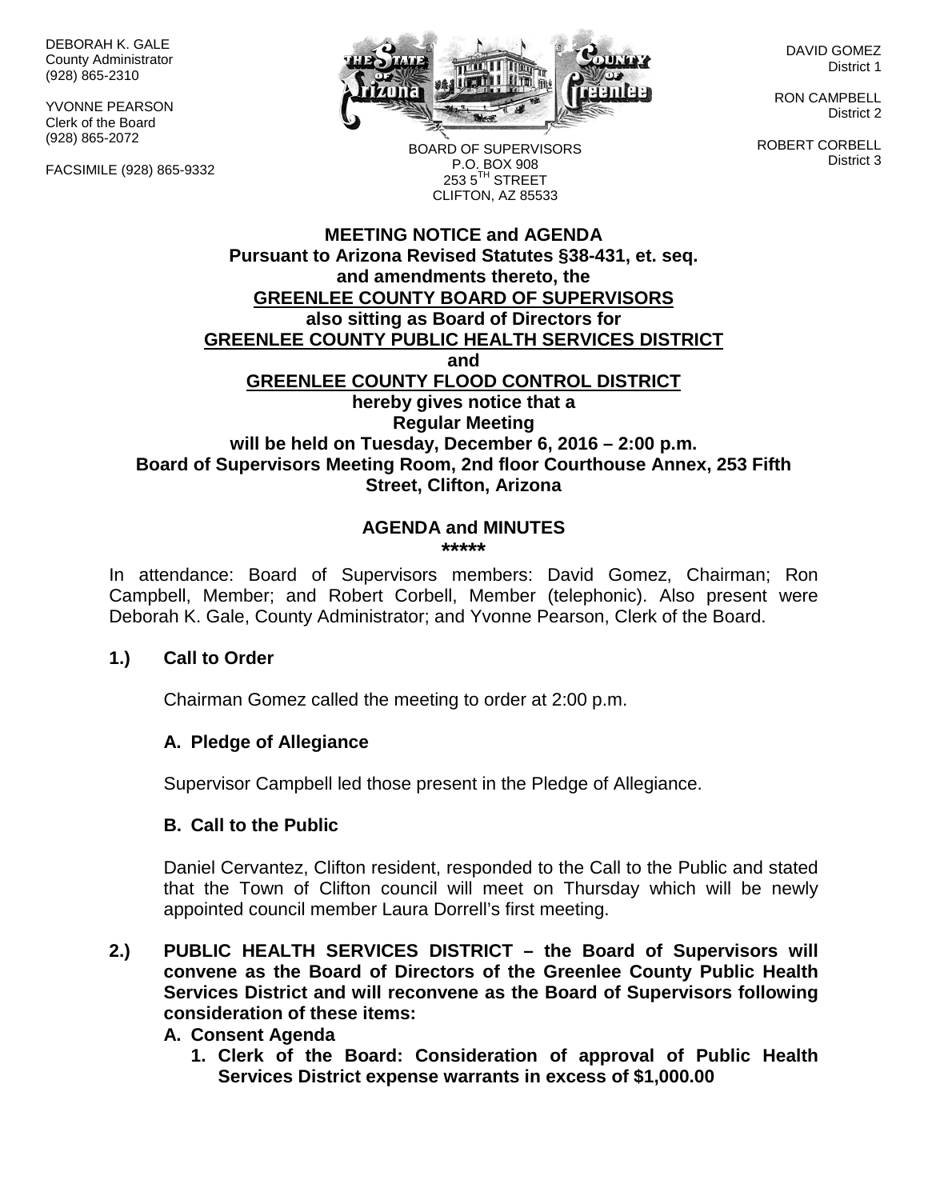DEBORAH K. GALE
County Administrator
(928) 865-2310

YVONNE PEARSON
Clerk of the Board
(928) 865-2072

FACSIMILE (928) 865-9332

BOARD OF SUPERVISORS
P.O. BOX 908
253 5TH STREET
CLIFTON, AZ 85533

DAVID GOMEZ
District 1

RON CAMPBELL
District 2

ROBERT CORBELL
District 3

**MEETING NOTICE and AGENDA**
**Pursuant to Arizona Revised Statutes §38-431, et. seq. and amendments thereto, the**
**GREENLEE COUNTY BOARD OF SUPERVISORS**
**also sitting as Board of Directors for**
**GREENLEE COUNTY PUBLIC HEALTH SERVICES DISTRICT**
**and**
**GREENLEE COUNTY FLOOD CONTROL DISTRICT**
**hereby gives notice that a**
**Regular Meeting**
**will be held on Tuesday, December 6, 2016 – 2:00 p.m.**
**Board of Supervisors Meeting Room, 2nd floor Courthouse Annex, 253 Fifth Street, Clifton, Arizona**

**AGENDA and MINUTES**
**\*\*\*\*\***

In attendance: Board of Supervisors members: David Gomez, Chairman; Ron Campbell, Member; and Robert Corbell, Member (telephonic). Also present were Deborah K. Gale, County Administrator; and Yvonne Pearson, Clerk of the Board.

**1.) Call to Order**

Chairman Gomez called the meeting to order at 2:00 p.m.

**A. Pledge of Allegiance**

Supervisor Campbell led those present in the Pledge of Allegiance.

**B. Call to the Public**

Daniel Cervantez, Clifton resident, responded to the Call to the Public and stated that the Town of Clifton council will meet on Thursday which will be newly appointed council member Laura Dorrell's first meeting.

**2.) PUBLIC HEALTH SERVICES DISTRICT – the Board of Supervisors will convene as the Board of Directors of the Greenlee County Public Health Services District and will reconvene as the Board of Supervisors following consideration of these items:**

**A. Consent Agenda**

**1. Clerk of the Board: Consideration of approval of Public Health Services District expense warrants in excess of $1,000.00**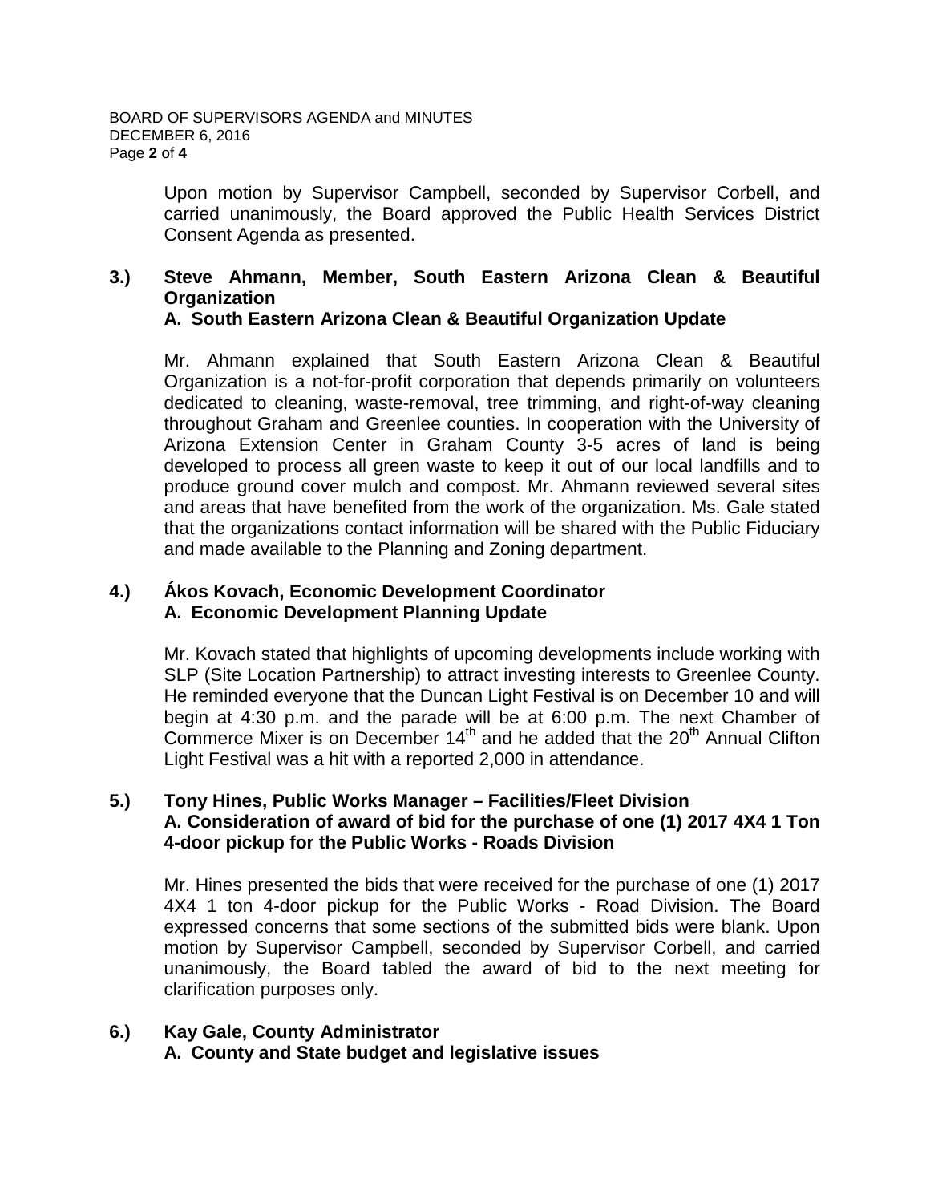Upon motion by Supervisor Campbell, seconded by Supervisor Corbell, and carried unanimously, the Board approved the Public Health Services District Consent Agenda as presented.

**3.) Steve Ahmann, Member, South Eastern Arizona Clean & Beautiful Organization**
**A. South Eastern Arizona Clean & Beautiful Organization Update**

Mr. Ahmann explained that South Eastern Arizona Clean & Beautiful Organization is a not-for-profit corporation that depends primarily on volunteers dedicated to cleaning, waste-removal, tree trimming, and right-of-way cleaning throughout Graham and Greenlee counties. In cooperation with the University of Arizona Extension Center in Graham County 3-5 acres of land is being developed to process all green waste to keep it out of our local landfills and to produce ground cover mulch and compost. Mr. Ahmann reviewed several sites and areas that have benefited from the work of the organization. Ms. Gale stated that the organizations contact information will be shared with the Public Fiduciary and made available to the Planning and Zoning department.

**4.) Ákos Kovach, Economic Development Coordinator**
**A. Economic Development Planning Update**

Mr. Kovach stated that highlights of upcoming developments include working with SLP (Site Location Partnership) to attract investing interests to Greenlee County. He reminded everyone that the Duncan Light Festival is on December 10 and will begin at 4:30 p.m. and the parade will be at 6:00 p.m. The next Chamber of Commerce Mixer is on December 14th and he added that the 20th Annual Clifton Light Festival was a hit with a reported 2,000 in attendance.

**5.) Tony Hines, Public Works Manager – Facilities/Fleet Division**
**A. Consideration of award of bid for the purchase of one (1) 2017 4X4 1 Ton 4-door pickup for the Public Works - Roads Division**

Mr. Hines presented the bids that were received for the purchase of one (1) 2017 4X4 1 ton 4-door pickup for the Public Works - Road Division. The Board expressed concerns that some sections of the submitted bids were blank. Upon motion by Supervisor Campbell, seconded by Supervisor Corbell, and carried unanimously, the Board tabled the award of bid to the next meeting for clarification purposes only.

**6.) Kay Gale, County Administrator**
**A. County and State budget and legislative issues**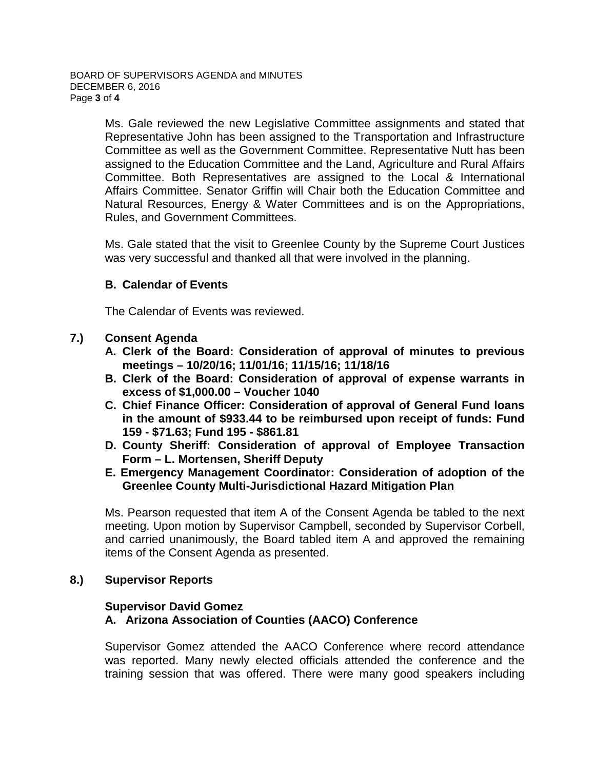Ms. Gale reviewed the new Legislative Committee assignments and stated that Representative John has been assigned to the Transportation and Infrastructure Committee as well as the Government Committee. Representative Nutt has been assigned to the Education Committee and the Land, Agriculture and Rural Affairs Committee. Both Representatives are assigned to the Local & International Affairs Committee. Senator Griffin will Chair both the Education Committee and Natural Resources, Energy & Water Committees and is on the Appropriations, Rules, and Government Committees.

Ms. Gale stated that the visit to Greenlee County by the Supreme Court Justices was very successful and thanked all that were involved in the planning.

**B. Calendar of Events**

The Calendar of Events was reviewed.

**7.) Consent Agenda**

**A. Clerk of the Board: Consideration of approval of minutes to previous meetings – 10/20/16; 11/01/16; 11/15/16; 11/18/16**

**B. Clerk of the Board: Consideration of approval of expense warrants in excess of $1,000.00 – Voucher 1040**

**C. Chief Finance Officer: Consideration of approval of General Fund loans in the amount of $933.44 to be reimbursed upon receipt of funds: Fund 159 - $71.63; Fund 195 - $861.81**

**D. County Sheriff: Consideration of approval of Employee Transaction Form – L. Mortensen, Sheriff Deputy**

**E. Emergency Management Coordinator: Consideration of adoption of the Greenlee County Multi-Jurisdictional Hazard Mitigation Plan**

Ms. Pearson requested that item A of the Consent Agenda be tabled to the next meeting. Upon motion by Supervisor Campbell, seconded by Supervisor Corbell, and carried unanimously, the Board tabled item A and approved the remaining items of the Consent Agenda as presented.

**8.) Supervisor Reports**

**Supervisor David Gomez**

**A. Arizona Association of Counties (AACO) Conference**

Supervisor Gomez attended the AACO Conference where record attendance was reported. Many newly elected officials attended the conference and the training session that was offered. There were many good speakers including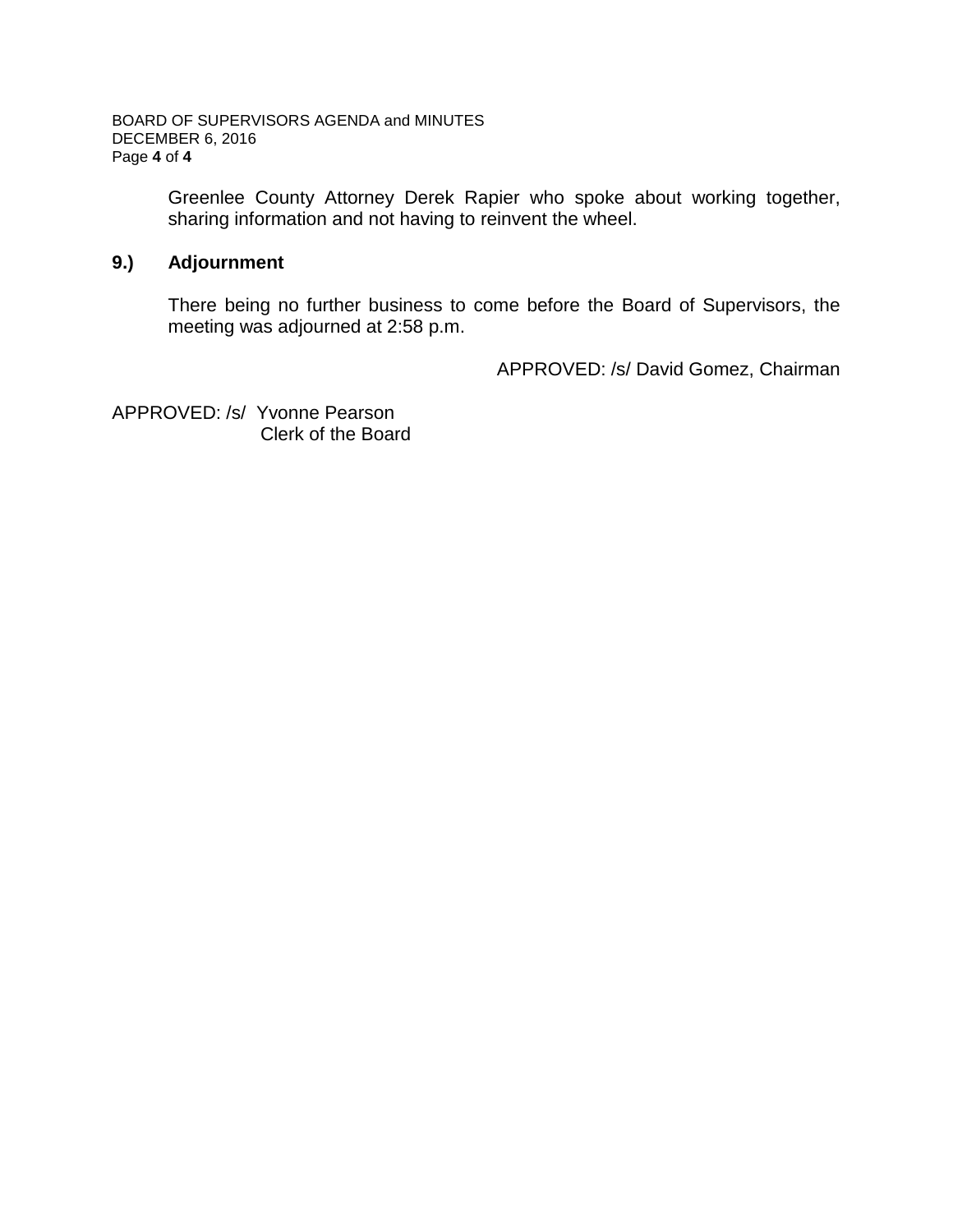Greenlee County Attorney Derek Rapier who spoke about working together, sharing information and not having to reinvent the wheel.

**9.) Adjournment**

There being no further business to come before the Board of Supervisors, the meeting was adjourned at 2:58 p.m.

APPROVED: /s/ David Gomez, Chairman

APPROVED: /s/ Yvonne Pearson
Clerk of the Board